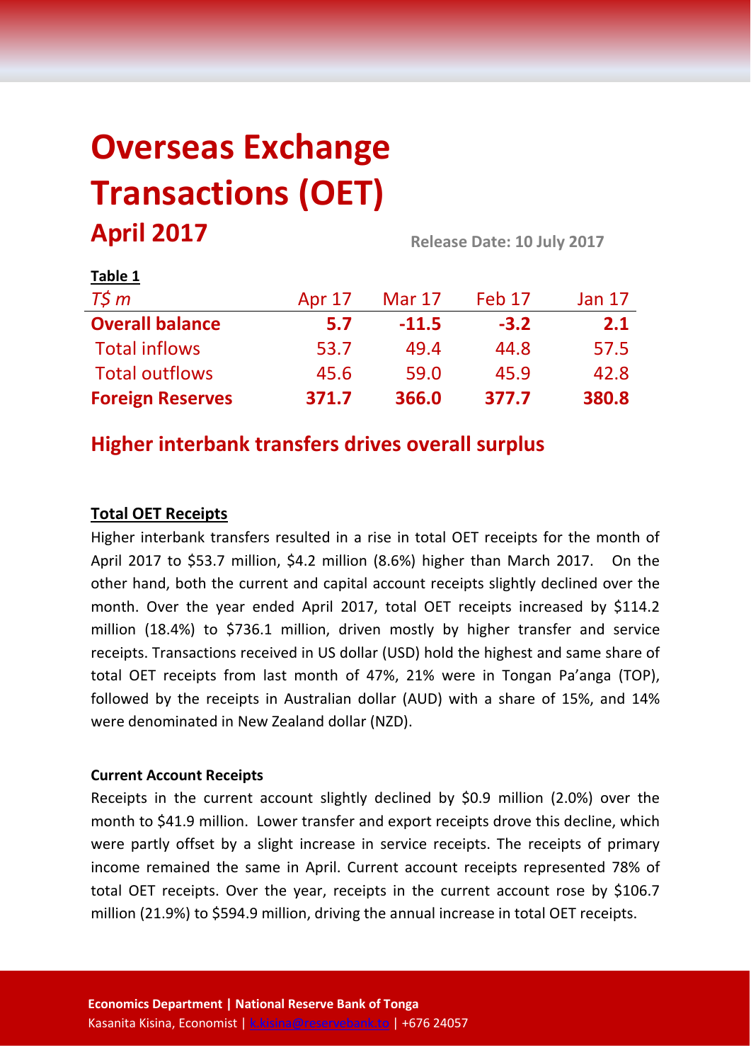# Overseas Exchange Transactions (OET)

## April 2017

**Release Date: 10 July 2017**

**Table 1**

| *T$ m* | Apr 17 | Mar 17 | Feb 17 | Jan 17 |
|---|---|---|---|---|
| **Overall balance** | **5.7** | **-11.5** | **-3.2** | **2.1** |
| Total inflows | 53.7 | 49.4 | 44.8 | 57.5 |
| Total outflows | 45.6 | 59.0 | 45.9 | 42.8 |
| **Foreign Reserves** | **371.7** | **366.0** | **377.7** | **380.8** |

## Higher interbank transfers drives overall surplus

### Total OET Receipts

Higher interbank transfers resulted in a rise in total OET receipts for the month of April 2017 to $53.7 million, $4.2 million (8.6%) higher than March 2017. On the other hand, both the current and capital account receipts slightly declined over the month. Over the year ended April 2017, total OET receipts increased by $114.2 million (18.4%) to $736.1 million, driven mostly by higher transfer and service receipts. Transactions received in US dollar (USD) hold the highest and same share of total OET receipts from last month of 47%, 21% were in Tongan Pa'anga (TOP), followed by the receipts in Australian dollar (AUD) with a share of 15%, and 14% were denominated in New Zealand dollar (NZD).

**Current Account Receipts**

Receipts in the current account slightly declined by $0.9 million (2.0%) over the month to $41.9 million. Lower transfer and export receipts drove this decline, which were partly offset by a slight increase in service receipts. The receipts of primary income remained the same in April. Current account receipts represented 78% of total OET receipts. Over the year, receipts in the current account rose by $106.7 million (21.9%) to $594.9 million, driving the annual increase in total OET receipts.

**Economics Department | National Reserve Bank of Tonga**
Kasanita Kisina, Economist | k.kisina@reservebank.to | +676 24057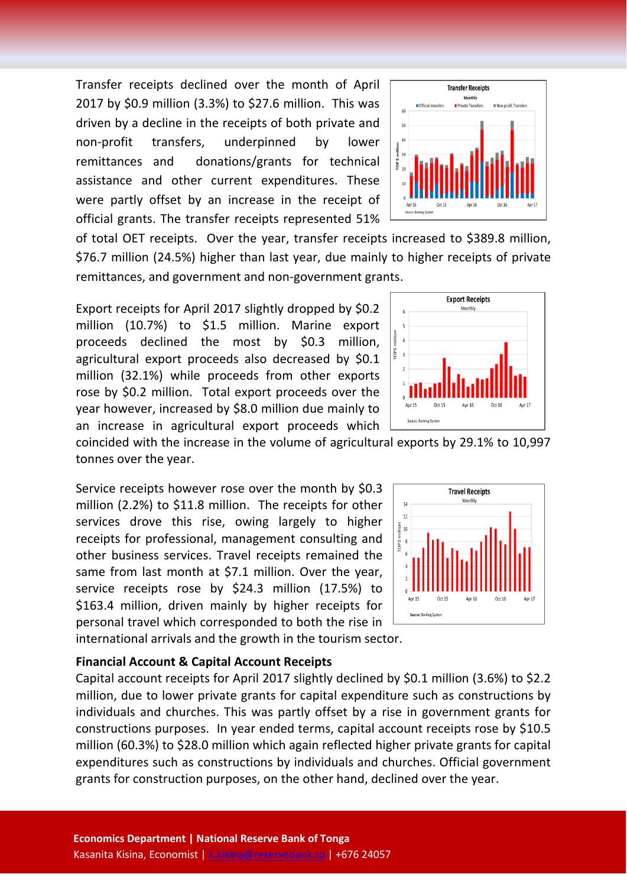Transfer receipts declined over the month of April 2017 by $0.9 million (3.3%) to $27.6 million. This was driven by a decline in the receipts of both private and non-profit transfers, underpinned by lower remittances and donations/grants for technical assistance and other current expenditures. These were partly offset by an increase in the receipt of official grants. The transfer receipts represented 51% of total OET receipts. Over the year, transfer receipts increased to $389.8 million, $76.7 million (24.5%) higher than last year, due mainly to higher receipts of private remittances, and government and non-government grants.

Export receipts for April 2017 slightly dropped by $0.2 million (10.7%) to $1.5 million. Marine export proceeds declined the most by $0.3 million, agricultural export proceeds also decreased by $0.1 million (32.1%) while proceeds from other exports rose by $0.2 million. Total export proceeds over the year however, increased by $8.0 million due mainly to an increase in agricultural export proceeds which coincided with the increase in the volume of agricultural exports by 29.1% to 10,997 tonnes over the year.

Service receipts however rose over the month by $0.3 million (2.2%) to $11.8 million. The receipts for other services drove this rise, owing largely to higher receipts for professional, management consulting and other business services. Travel receipts remained the same from last month at $7.1 million. Over the year, service receipts rose by $24.3 million (17.5%) to $163.4 million, driven mainly by higher receipts for personal travel which corresponded to both the rise in international arrivals and the growth in the tourism sector.

**Financial Account & Capital Account Receipts**

Capital account receipts for April 2017 slightly declined by $0.1 million (3.6%) to $2.2 million, due to lower private grants for capital expenditure such as constructions by individuals and churches. This was partly offset by a rise in government grants for constructions purposes. In year ended terms, capital account receipts rose by $10.5 million (60.3%) to $28.0 million which again reflected higher private grants for capital expenditures such as constructions by individuals and churches. Official government grants for construction purposes, on the other hand, declined over the year.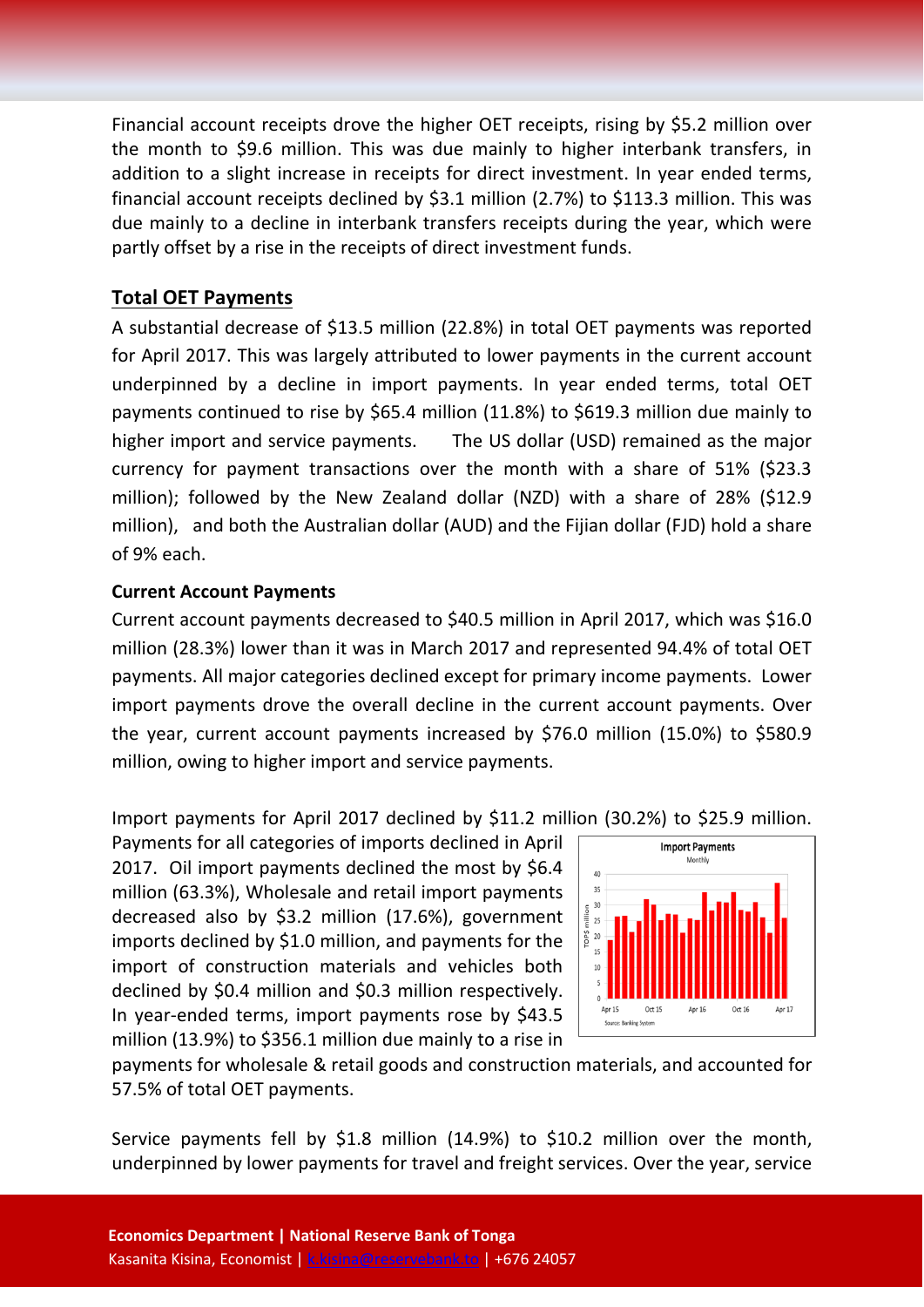Financial account receipts drove the higher OET receipts, rising by $5.2 million over the month to $9.6 million. This was due mainly to higher interbank transfers, in addition to a slight increase in receipts for direct investment. In year ended terms, financial account receipts declined by $3.1 million (2.7%) to $113.3 million. This was due mainly to a decline in interbank transfers receipts during the year, which were partly offset by a rise in the receipts of direct investment funds.

## Total OET Payments

A substantial decrease of $13.5 million (22.8%) in total OET payments was reported for April 2017. This was largely attributed to lower payments in the current account underpinned by a decline in import payments. In year ended terms, total OET payments continued to rise by $65.4 million (11.8%) to $619.3 million due mainly to higher import and service payments. The US dollar (USD) remained as the major currency for payment transactions over the month with a share of 51% ($23.3 million); followed by the New Zealand dollar (NZD) with a share of 28% ($12.9 million), and both the Australian dollar (AUD) and the Fijian dollar (FJD) hold a share of 9% each.

### Current Account Payments

Current account payments decreased to $40.5 million in April 2017, which was $16.0 million (28.3%) lower than it was in March 2017 and represented 94.4% of total OET payments. All major categories declined except for primary income payments. Lower import payments drove the overall decline in the current account payments. Over the year, current account payments increased by $76.0 million (15.0%) to $580.9 million, owing to higher import and service payments.

Import payments for April 2017 declined by $11.2 million (30.2%) to $25.9 million. Payments for all categories of imports declined in April 2017. Oil import payments declined the most by $6.4 million (63.3%), Wholesale and retail import payments decreased also by $3.2 million (17.6%), government imports declined by $1.0 million, and payments for the import of construction materials and vehicles both declined by $0.4 million and $0.3 million respectively. In year-ended terms, import payments rose by $43.5 million (13.9%) to $356.1 million due mainly to a rise in payments for wholesale & retail goods and construction materials, and accounted for 57.5% of total OET payments.

Service payments fell by $1.8 million (14.9%) to $10.2 million over the month, underpinned by lower payments for travel and freight services. Over the year, service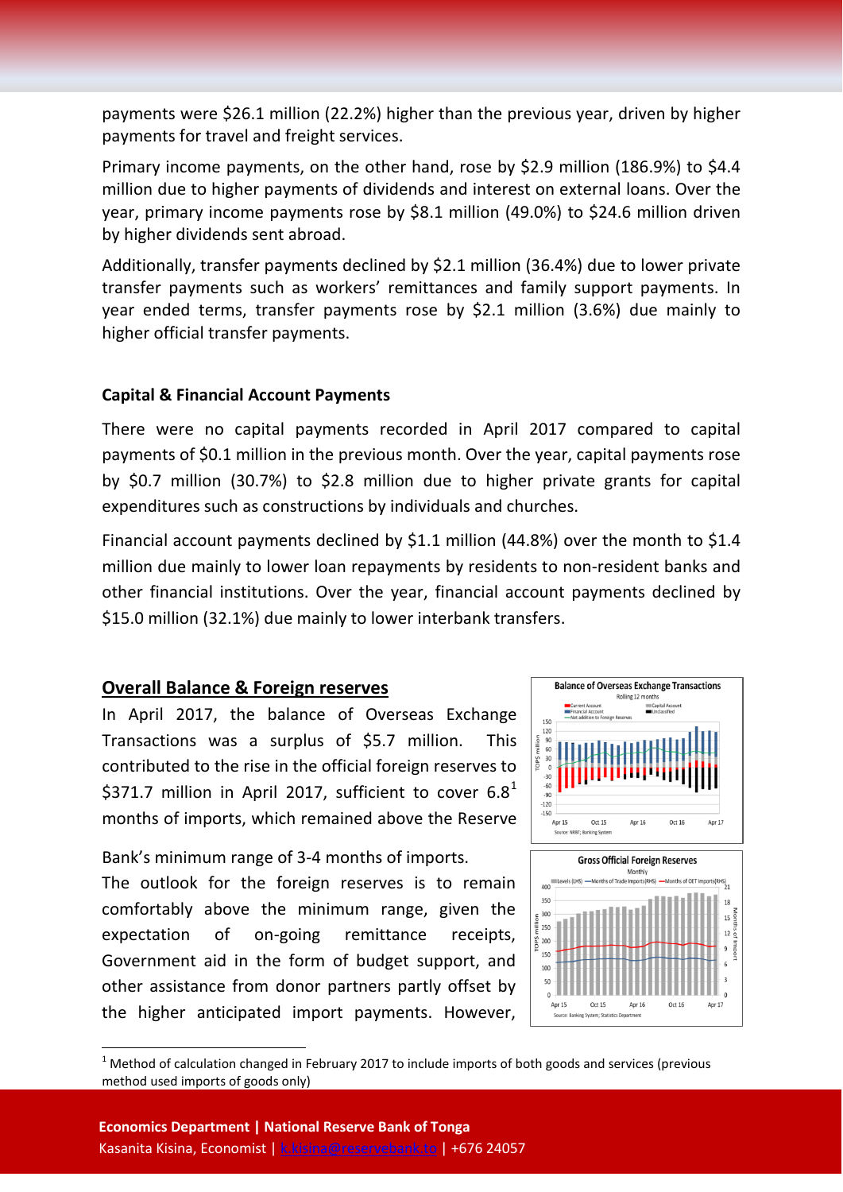payments were $26.1 million (22.2%) higher than the previous year, driven by higher payments for travel and freight services.

Primary income payments, on the other hand, rose by $2.9 million (186.9%) to $4.4 million due to higher payments of dividends and interest on external loans. Over the year, primary income payments rose by $8.1 million (49.0%) to $24.6 million driven by higher dividends sent abroad.

Additionally, transfer payments declined by $2.1 million (36.4%) due to lower private transfer payments such as workers' remittances and family support payments. In year ended terms, transfer payments rose by $2.1 million (3.6%) due mainly to higher official transfer payments.

**Capital & Financial Account Payments**

There were no capital payments recorded in April 2017 compared to capital payments of $0.1 million in the previous month. Over the year, capital payments rose by $0.7 million (30.7%) to $2.8 million due to higher private grants for capital expenditures such as constructions by individuals and churches.

Financial account payments declined by $1.1 million (44.8%) over the month to $1.4 million due mainly to lower loan repayments by residents to non-resident banks and other financial institutions. Over the year, financial account payments declined by $15.0 million (32.1%) due mainly to lower interbank transfers.

## Overall Balance & Foreign reserves

In April 2017, the balance of Overseas Exchange Transactions was a surplus of $5.7 million. This contributed to the rise in the official foreign reserves to $371.7 million in April 2017, sufficient to cover 6.8[1] months of imports, which remained above the Reserve Bank's minimum range of 3-4 months of imports.

The outlook for the foreign reserves is to remain comfortably above the minimum range, given the expectation of on-going remittance receipts, Government aid in the form of budget support, and other assistance from donor partners partly offset by the higher anticipated import payments. However,

[1] Method of calculation changed in February 2017 to include imports of both goods and services (previous method used imports of goods only)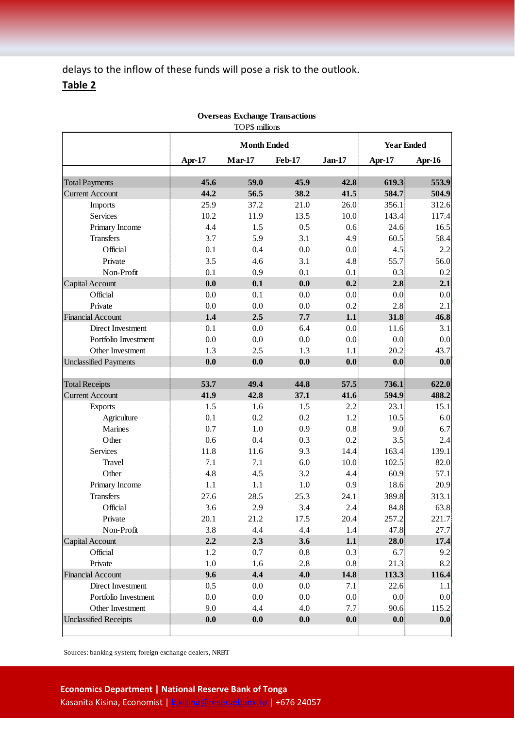delays to the inflow of these funds will pose a risk to the outlook.

**Table 2**

**Overseas Exchange Transactions**

TOP$ millions

| | Month Ended | | | | Year Ended | |
|---|---|---|---|---|---|---|
| | **Apr-17** | **Mar-17** | **Feb-17** | **Jan-17** | **Apr-17** | **Apr-16** |
| Total Payments | **45.6** | **59.0** | **45.9** | **42.8** | **619.3** | **553.9** |
| Current Account | **44.2** | **56.5** | **38.2** | **41.5** | **584.7** | **504.9** |
| Imports | 25.9 | 37.2 | 21.0 | 26.0 | 356.1 | 312.6 |
| Services | 10.2 | 11.9 | 13.5 | 10.0 | 143.4 | 117.4 |
| Primary Income | 4.4 | 1.5 | 0.5 | 0.6 | 24.6 | 16.5 |
| Transfers | 3.7 | 5.9 | 3.1 | 4.9 | 60.5 | 58.4 |
| Official | 0.1 | 0.4 | 0.0 | 0.0 | 4.5 | 2.2 |
| Private | 3.5 | 4.6 | 3.1 | 4.8 | 55.7 | 56.0 |
| Non-Profit | 0.1 | 0.9 | 0.1 | 0.1 | 0.3 | 0.2 |
| Capital Account | **0.0** | **0.1** | **0.0** | **0.2** | **2.8** | **2.1** |
| Official | 0.0 | 0.1 | 0.0 | 0.0 | 0.0 | 0.0 |
| Private | 0.0 | 0.0 | 0.0 | 0.2 | 2.8 | 2.1 |
| Financial Account | **1.4** | **2.5** | **7.7** | **1.1** | **31.8** | **46.8** |
| Direct Investment | 0.1 | 0.0 | 6.4 | 0.0 | 11.6 | 3.1 |
| Portfolio Investment | 0.0 | 0.0 | 0.0 | 0.0 | 0.0 | 0.0 |
| Other Investment | 1.3 | 2.5 | 1.3 | 1.1 | 20.2 | 43.7 |
| Unclassified Payments | **0.0** | **0.0** | **0.0** | **0.0** | **0.0** | **0.0** |
| Total Receipts | **53.7** | **49.4** | **44.8** | **57.5** | **736.1** | **622.0** |
| Current Account | **41.9** | **42.8** | **37.1** | **41.6** | **594.9** | **488.2** |
| Exports | 1.5 | 1.6 | 1.5 | 2.2 | 23.1 | 15.1 |
| Agriculture | 0.1 | 0.2 | 0.2 | 1.2 | 10.5 | 6.0 |
| Marines | 0.7 | 1.0 | 0.9 | 0.8 | 9.0 | 6.7 |
| Other | 0.6 | 0.4 | 0.3 | 0.2 | 3.5 | 2.4 |
| Services | 11.8 | 11.6 | 9.3 | 14.4 | 163.4 | 139.1 |
| Travel | 7.1 | 7.1 | 6.0 | 10.0 | 102.5 | 82.0 |
| Other | 4.8 | 4.5 | 3.2 | 4.4 | 60.9 | 57.1 |
| Primary Income | 1.1 | 1.1 | 1.0 | 0.9 | 18.6 | 20.9 |
| Transfers | 27.6 | 28.5 | 25.3 | 24.1 | 389.8 | 313.1 |
| Official | 3.6 | 2.9 | 3.4 | 2.4 | 84.8 | 63.8 |
| Private | 20.1 | 21.2 | 17.5 | 20.4 | 257.2 | 221.7 |
| Non-Profit | 3.8 | 4.4 | 4.4 | 1.4 | 47.8 | 27.7 |
| Capital Account | **2.2** | **2.3** | **3.6** | **1.1** | **28.0** | **17.4** |
| Official | 1.2 | 0.7 | 0.8 | 0.3 | 6.7 | 9.2 |
| Private | 1.0 | 1.6 | 2.8 | 0.8 | 21.3 | 8.2 |
| Financial Account | **9.6** | **4.4** | **4.0** | **14.8** | **113.3** | **116.4** |
| Direct Investment | 0.5 | 0.0 | 0.0 | 7.1 | 22.6 | 1.1 |
| Portfolio Investment | 0.0 | 0.0 | 0.0 | 0.0 | 0.0 | 0.0 |
| Other Investment | 9.0 | 4.4 | 4.0 | 7.7 | 90.6 | 115.2 |
| Unclassified Receipts | **0.0** | **0.0** | **0.0** | **0.0** | **0.0** | **0.0** |

Sources: banking system; foreign exchange dealers, NRBT

**Economics Department | National Reserve Bank of Tonga**

Kasanita Kisina, Economist | k.kisina@reservebank.to | +676 24057